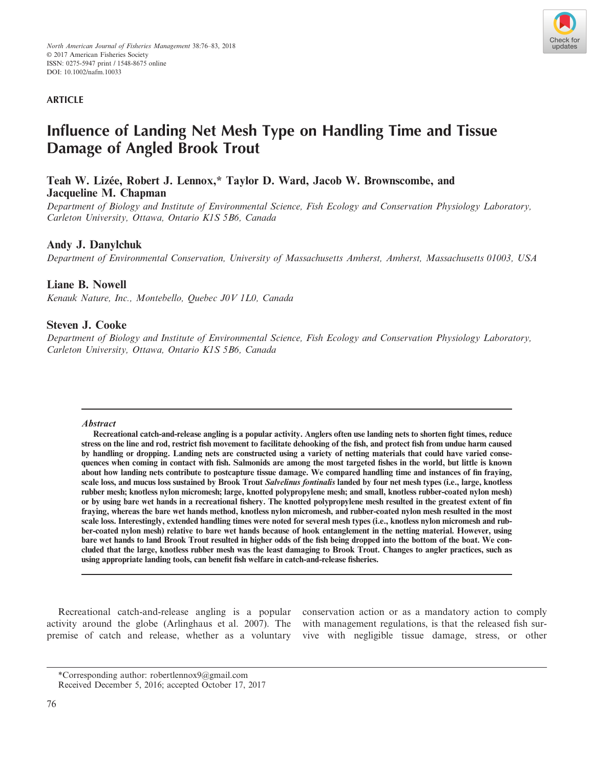ARTICLE

# Influence of Landing Net Mesh Type on Handling Time and Tissue Damage of Angled Brook Trout

**Teah W. Lizée, Robert J. Lennox,* Taylor D. Ward, Jacob W. Brownscombe, and Jacqueline M. Chapman**

*Department of Biology and Institute of Environmental Science, Fish Ecology and Conservation Physiology Laboratory, Carleton University, Ottawa, Ontario K1S 5B6, Canada*

**Andy J. Danylchuk**

*Department of Environmental Conservation, University of Massachusetts Amherst, Amherst, Massachusetts 01003, USA*

**Liane B. Nowell**

*Kenauk Nature, Inc., Montebello, Quebec J0V 1L0, Canada*

**Steven J. Cooke**

*Department of Biology and Institute of Environmental Science, Fish Ecology and Conservation Physiology Laboratory, Carleton University, Ottawa, Ontario K1S 5B6, Canada*

## Abstract

**Recreational catch-and-release angling is a popular activity. Anglers often use landing nets to shorten fight times, reduce stress on the line and rod, restrict fish movement to facilitate dehooking of the fish, and protect fish from undue harm caused by handling or dropping. Landing nets are constructed using a variety of netting materials that could have varied consequences when coming in contact with fish. Salmonids are among the most targeted fishes in the world, but little is known about how landing nets contribute to postcapture tissue damage. We compared handling time and instances of fin fraying, scale loss, and mucus loss sustained by Brook Trout *Salvelinus fontinalis* landed by four net mesh types (i.e., large, knotless rubber mesh; knotless nylon micromesh; large, knotted polypropylene mesh; and small, knotless rubber-coated nylon mesh) or by using bare wet hands in a recreational fishery. The knotted polypropylene mesh resulted in the greatest extent of fin fraying, whereas the bare wet hands method, knotless nylon micromesh, and rubber-coated nylon mesh resulted in the most scale loss. Interestingly, extended handling times were noted for several mesh types (i.e., knotless nylon micromesh and rubber-coated nylon mesh) relative to bare wet hands because of hook entanglement in the netting material. However, using bare wet hands to land Brook Trout resulted in higher odds of the fish being dropped into the bottom of the boat. We concluded that the large, knotless rubber mesh was the least damaging to Brook Trout. Changes to angler practices, such as using appropriate landing tools, can benefit fish welfare in catch-and-release fisheries.**

Recreational catch-and-release angling is a popular activity around the globe (Arlinghaus et al. 2007). The premise of catch and release, whether as a voluntary conservation action or as a mandatory action to comply with management regulations, is that the released fish survive with negligible tissue damage, stress, or other

*Corresponding author: robertlennox9@gmail.com
Received December 5, 2016; accepted October 17, 2017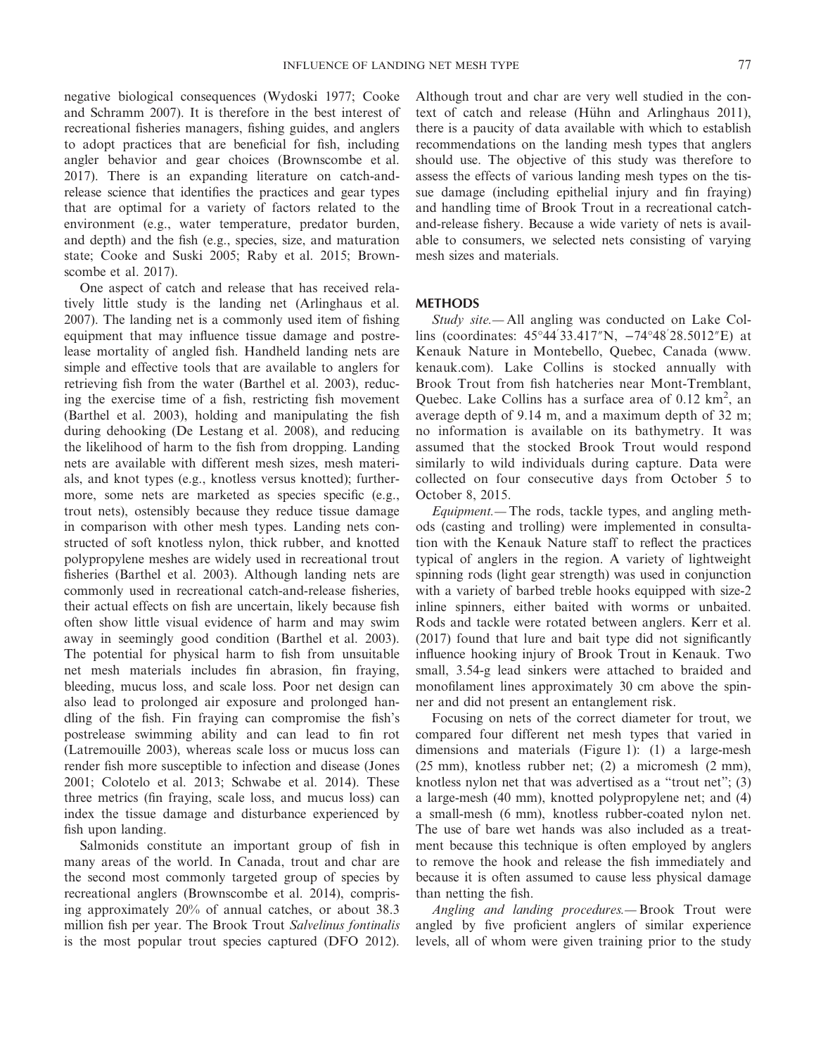negative biological consequences (Wydoski 1977; Cooke and Schramm 2007). It is therefore in the best interest of recreational fisheries managers, fishing guides, and anglers to adopt practices that are beneficial for fish, including angler behavior and gear choices (Brownscombe et al. 2017). There is an expanding literature on catch-and-release science that identifies the practices and gear types that are optimal for a variety of factors related to the environment (e.g., water temperature, predator burden, and depth) and the fish (e.g., species, size, and maturation state; Cooke and Suski 2005; Raby et al. 2015; Brownscombe et al. 2017).

One aspect of catch and release that has received relatively little study is the landing net (Arlinghaus et al. 2007). The landing net is a commonly used item of fishing equipment that may influence tissue damage and postrelease mortality of angled fish. Handheld landing nets are simple and effective tools that are available to anglers for retrieving fish from the water (Barthel et al. 2003), reducing the exercise time of a fish, restricting fish movement (Barthel et al. 2003), holding and manipulating the fish during dehooking (De Lestang et al. 2008), and reducing the likelihood of harm to the fish from dropping. Landing nets are available with different mesh sizes, mesh materials, and knot types (e.g., knotless versus knotted); furthermore, some nets are marketed as species specific (e.g., trout nets), ostensibly because they reduce tissue damage in comparison with other mesh types. Landing nets constructed of soft knotless nylon, thick rubber, and knotted polypropylene meshes are widely used in recreational trout fisheries (Barthel et al. 2003). Although landing nets are commonly used in recreational catch-and-release fisheries, their actual effects on fish are uncertain, likely because fish often show little visual evidence of harm and may swim away in seemingly good condition (Barthel et al. 2003). The potential for physical harm to fish from unsuitable net mesh materials includes fin abrasion, fin fraying, bleeding, mucus loss, and scale loss. Poor net design can also lead to prolonged air exposure and prolonged handling of the fish. Fin fraying can compromise the fish's postrelease swimming ability and can lead to fin rot (Latremouille 2003), whereas scale loss or mucus loss can render fish more susceptible to infection and disease (Jones 2001; Colotelo et al. 2013; Schwabe et al. 2014). These three metrics (fin fraying, scale loss, and mucus loss) can index the tissue damage and disturbance experienced by fish upon landing.

Salmonids constitute an important group of fish in many areas of the world. In Canada, trout and char are the second most commonly targeted group of species by recreational anglers (Brownscombe et al. 2014), comprising approximately 20% of annual catches, or about 38.3 million fish per year. The Brook Trout *Salvelinus fontinalis* is the most popular trout species captured (DFO 2012). Although trout and char are very well studied in the context of catch and release (Hühn and Arlinghaus 2011), there is a paucity of data available with which to establish recommendations on the landing mesh types that anglers should use. The objective of this study was therefore to assess the effects of various landing mesh types on the tissue damage (including epithelial injury and fin fraying) and handling time of Brook Trout in a recreational catch-and-release fishery. Because a wide variety of nets is available to consumers, we selected nets consisting of varying mesh sizes and materials.

## METHODS

*Study site.*— All angling was conducted on Lake Collins (coordinates: 45°44′33.417″N, −74°48′28.5012″E) at Kenauk Nature in Montebello, Quebec, Canada (www.kenauk.com). Lake Collins is stocked annually with Brook Trout from fish hatcheries near Mont-Tremblant, Quebec. Lake Collins has a surface area of 0.12 km$^2$, an average depth of 9.14 m, and a maximum depth of 32 m; no information is available on its bathymetry. It was assumed that the stocked Brook Trout would respond similarly to wild individuals during capture. Data were collected on four consecutive days from October 5 to October 8, 2015.

*Equipment.*— The rods, tackle types, and angling methods (casting and trolling) were implemented in consultation with the Kenauk Nature staff to reflect the practices typical of anglers in the region. A variety of lightweight spinning rods (light gear strength) was used in conjunction with a variety of barbed treble hooks equipped with size-2 inline spinners, either baited with worms or unbaited. Rods and tackle were rotated between anglers. Kerr et al. (2017) found that lure and bait type did not significantly influence hooking injury of Brook Trout in Kenauk. Two small, 3.54-g lead sinkers were attached to braided and monofilament lines approximately 30 cm above the spinner and did not present an entanglement risk.

Focusing on nets of the correct diameter for trout, we compared four different net mesh types that varied in dimensions and materials (Figure 1): (1) a large-mesh (25 mm), knotless rubber net; (2) a micromesh (2 mm), knotless nylon net that was advertised as a "trout net"; (3) a large-mesh (40 mm), knotted polypropylene net; and (4) a small-mesh (6 mm), knotless rubber-coated nylon net. The use of bare wet hands was also included as a treatment because this technique is often employed by anglers to remove the hook and release the fish immediately and because it is often assumed to cause less physical damage than netting the fish.

*Angling and landing procedures.*— Brook Trout were angled by five proficient anglers of similar experience levels, all of whom were given training prior to the study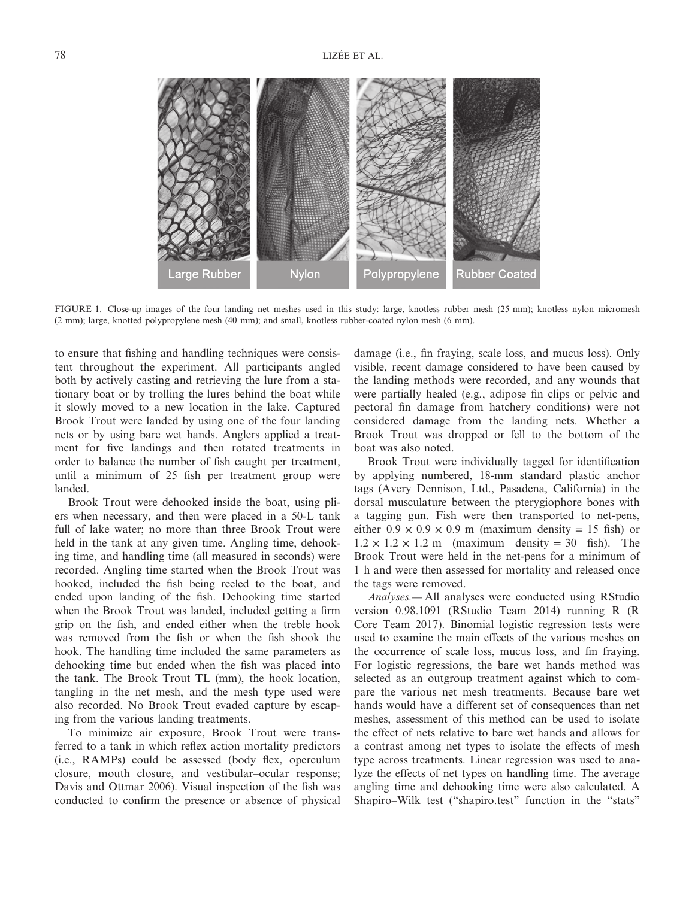Large Rubber
Nylon
Polypropylene
Rubber Coated

FIGURE 1. Close-up images of the four landing net meshes used in this study: large, knotless rubber mesh (25 mm); knotless nylon micromesh (2 mm); large, knotted polypropylene mesh (40 mm); and small, knotless rubber-coated nylon mesh (6 mm).

to ensure that fishing and handling techniques were consistent throughout the experiment. All participants angled both by actively casting and retrieving the lure from a stationary boat or by trolling the lures behind the boat while it slowly moved to a new location in the lake. Captured Brook Trout were landed by using one of the four landing nets or by using bare wet hands. Anglers applied a treatment for five landings and then rotated treatments in order to balance the number of fish caught per treatment, until a minimum of 25 fish per treatment group were landed.

Brook Trout were dehooked inside the boat, using pliers when necessary, and then were placed in a 50-L tank full of lake water; no more than three Brook Trout were held in the tank at any given time. Angling time, dehooking time, and handling time (all measured in seconds) were recorded. Angling time started when the Brook Trout was hooked, included the fish being reeled to the boat, and ended upon landing of the fish. Dehooking time started when the Brook Trout was landed, included getting a firm grip on the fish, and ended either when the treble hook was removed from the fish or when the fish shook the hook. The handling time included the same parameters as dehooking time but ended when the fish was placed into the tank. The Brook Trout TL (mm), the hook location, tangling in the net mesh, and the mesh type used were also recorded. No Brook Trout evaded capture by escaping from the various landing treatments.

To minimize air exposure, Brook Trout were transferred to a tank in which reflex action mortality predictors (i.e., RAMPs) could be assessed (body flex, operculum closure, mouth closure, and vestibular–ocular response; Davis and Ottmar 2006). Visual inspection of the fish was conducted to confirm the presence or absence of physical damage (i.e., fin fraying, scale loss, and mucus loss). Only visible, recent damage considered to have been caused by the landing methods were recorded, and any wounds that were partially healed (e.g., adipose fin clips or pelvic and pectoral fin damage from hatchery conditions) were not considered damage from the landing nets. Whether a Brook Trout was dropped or fell to the bottom of the boat was also noted.

Brook Trout were individually tagged for identification by applying numbered, 18-mm standard plastic anchor tags (Avery Dennison, Ltd., Pasadena, California) in the dorsal musculature between the pterygiophore bones with a tagging gun. Fish were then transported to net-pens, either $0.9 \times 0.9 \times 0.9$ m (maximum density = 15 fish) or $1.2 \times 1.2 \times 1.2$ m (maximum density = 30 fish). The Brook Trout were held in the net-pens for a minimum of 1 h and were then assessed for mortality and released once the tags were removed.

*Analyses.—* All analyses were conducted using RStudio version 0.98.1091 (RStudio Team 2014) running R (R Core Team 2017). Binomial logistic regression tests were used to examine the main effects of the various meshes on the occurrence of scale loss, mucus loss, and fin fraying. For logistic regressions, the bare wet hands method was selected as an outgroup treatment against which to compare the various net mesh treatments. Because bare wet hands would have a different set of consequences than net meshes, assessment of this method can be used to isolate the effect of nets relative to bare wet hands and allows for a contrast among net types to isolate the effects of mesh type across treatments. Linear regression was used to analyze the effects of net types on handling time. The average angling time and dehooking time were also calculated. A Shapiro–Wilk test ("shapiro.test" function in the "stats"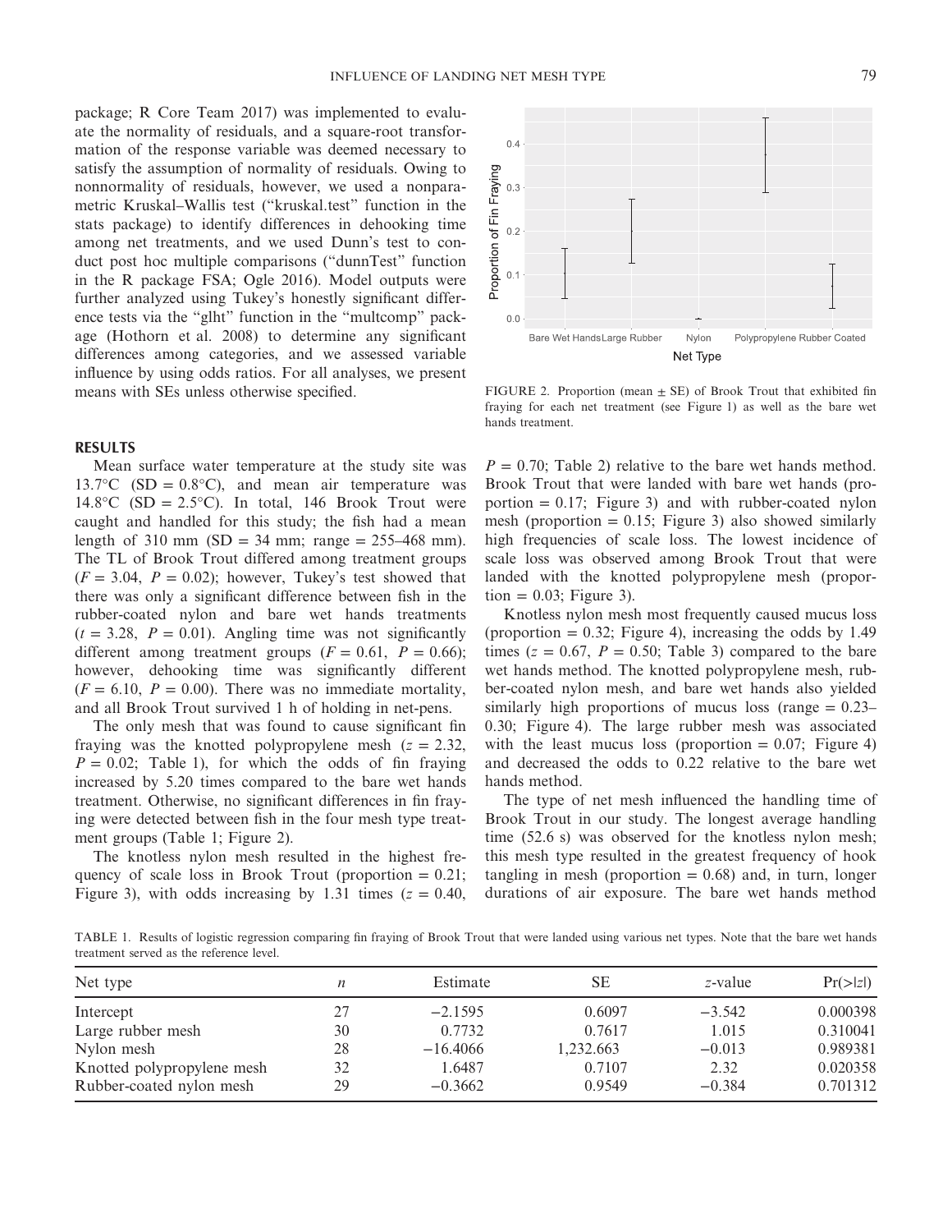package; R Core Team 2017) was implemented to evaluate the normality of residuals, and a square-root transformation of the response variable was deemed necessary to satisfy the assumption of normality of residuals. Owing to nonnormality of residuals, however, we used a nonparametric Kruskal–Wallis test ("kruskal.test" function in the stats package) to identify differences in dehooking time among net treatments, and we used Dunn's test to conduct post hoc multiple comparisons ("dunnTest" function in the R package FSA; Ogle 2016). Model outputs were further analyzed using Tukey's honestly significant difference tests via the "glht" function in the "multcomp" package (Hothorn et al. 2008) to determine any significant differences among categories, and we assessed variable influence by using odds ratios. For all analyses, we present means with SEs unless otherwise specified.

## RESULTS

Mean surface water temperature at the study site was 13.7°C (SD = 0.8°C), and mean air temperature was 14.8°C (SD = 2.5°C). In total, 146 Brook Trout were caught and handled for this study; the fish had a mean length of 310 mm (SD = 34 mm; range = 255–468 mm). The TL of Brook Trout differed among treatment groups ($F = 3.04$, $P = 0.02$); however, Tukey's test showed that there was only a significant difference between fish in the rubber-coated nylon and bare wet hands treatments ($t = 3.28$, $P = 0.01$). Angling time was not significantly different among treatment groups ($F = 0.61$, $P = 0.66$); however, dehooking time was significantly different ($F = 6.10$, $P = 0.00$). There was no immediate mortality, and all Brook Trout survived 1 h of holding in net-pens.

The only mesh that was found to cause significant fin fraying was the knotted polypropylene mesh ($z = 2.32$, $P = 0.02$; Table 1), for which the odds of fin fraying increased by 5.20 times compared to the bare wet hands treatment. Otherwise, no significant differences in fin fraying were detected between fish in the four mesh type treatment groups (Table 1; Figure 2).

FIGURE 2. Proportion (mean ± SE) of Brook Trout that exhibited fin fraying for each net treatment (see Figure 1) as well as the bare wet hands treatment.

The knotless nylon mesh resulted in the highest frequency of scale loss in Brook Trout (proportion = 0.21; Figure 3), with odds increasing by 1.31 times ($z = 0.40$, $P = 0.70$; Table 2) relative to the bare wet hands method. Brook Trout that were landed with bare wet hands (proportion = 0.17; Figure 3) and with rubber-coated nylon mesh (proportion = 0.15; Figure 3) also showed similarly high frequencies of scale loss. The lowest incidence of scale loss was observed among Brook Trout that were landed with the knotted polypropylene mesh (proportion = 0.03; Figure 3).

Knotless nylon mesh most frequently caused mucus loss (proportion = 0.32; Figure 4), increasing the odds by 1.49 times ($z = 0.67$, $P = 0.50$; Table 3) compared to the bare wet hands method. The knotted polypropylene mesh, rubber-coated nylon mesh, and bare wet hands also yielded similarly high proportions of mucus loss (range = 0.23–0.30; Figure 4). The large rubber mesh was associated with the least mucus loss (proportion = 0.07; Figure 4) and decreased the odds to 0.22 relative to the bare wet hands method.

The type of net mesh influenced the handling time of Brook Trout in our study. The longest average handling time (52.6 s) was observed for the knotless nylon mesh; this mesh type resulted in the greatest frequency of hook tangling in mesh (proportion = 0.68) and, in turn, longer durations of air exposure. The bare wet hands method

TABLE 1. Results of logistic regression comparing fin fraying of Brook Trout that were landed using various net types. Note that the bare wet hands treatment served as the reference level.

| Net type | *n* | Estimate | SE | *z*-value | Pr(>\|*z*\|) |
|---|---|---|---|---|---|
| Intercept | 27 | −2.1595 | 0.6097 | −3.542 | 0.000398 |
| Large rubber mesh | 30 | 0.7732 | 0.7617 | 1.015 | 0.310041 |
| Nylon mesh | 28 | −16.4066 | 1,232.663 | −0.013 | 0.989381 |
| Knotted polypropylene mesh | 32 | 1.6487 | 0.7107 | 2.32 | 0.020358 |
| Rubber-coated nylon mesh | 29 | −0.3662 | 0.9549 | −0.384 | 0.701312 |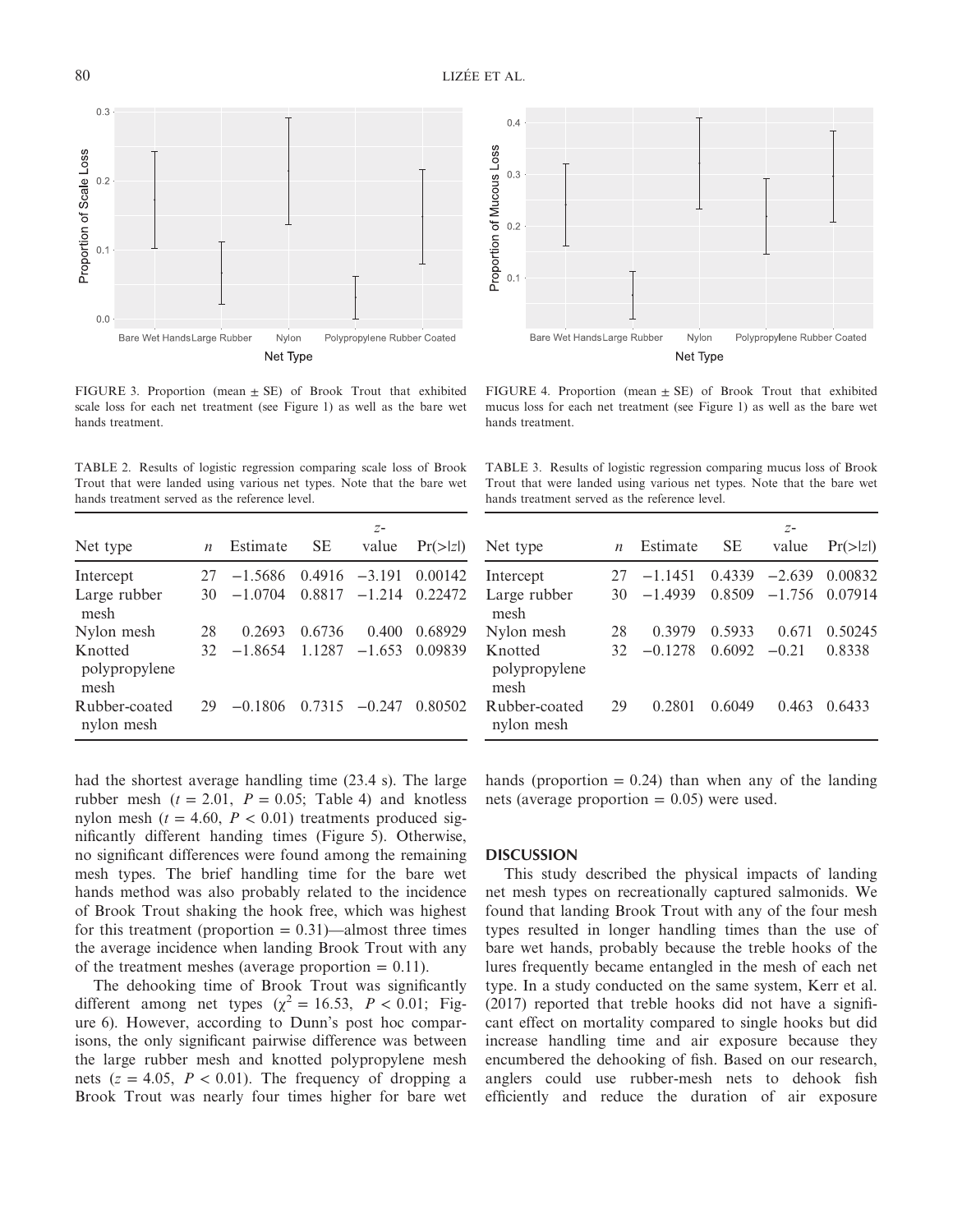FIGURE 3. Proportion (mean ± SE) of Brook Trout that exhibited scale loss for each net treatment (see Figure 1) as well as the bare wet hands treatment.

FIGURE 4. Proportion (mean ± SE) of Brook Trout that exhibited mucus loss for each net treatment (see Figure 1) as well as the bare wet hands treatment.

TABLE 2. Results of logistic regression comparing scale loss of Brook Trout that were landed using various net types. Note that the bare wet hands treatment served as the reference level.

| Net type | $n$ | Estimate | SE | $z$-value | Pr(>\|$z$\|) |
|---|---|---|---|---|---|
| Intercept | 27 | −1.5686 | 0.4916 | −3.191 | 0.00142 |
| Large rubber mesh | 30 | −1.0704 | 0.8817 | −1.214 | 0.22472 |
| Nylon mesh | 28 | 0.2693 | 0.6736 | 0.400 | 0.68929 |
| Knotted polypropylene mesh | 32 | −1.8654 | 1.1287 | −1.653 | 0.09839 |
| Rubber-coated nylon mesh | 29 | −0.1806 | 0.7315 | −0.247 | 0.80502 |

TABLE 3. Results of logistic regression comparing mucus loss of Brook Trout that were landed using various net types. Note that the bare wet hands treatment served as the reference level.

| Net type | $n$ | Estimate | SE | $z$-value | Pr(>\|$z$\|) |
|---|---|---|---|---|---|
| Intercept | 27 | −1.1451 | 0.4339 | −2.639 | 0.00832 |
| Large rubber mesh | 30 | −1.4939 | 0.8509 | −1.756 | 0.07914 |
| Nylon mesh | 28 | 0.3979 | 0.5933 | 0.671 | 0.50245 |
| Knotted polypropylene mesh | 32 | −0.1278 | 0.6092 | −0.21 | 0.8338 |
| Rubber-coated nylon mesh | 29 | 0.2801 | 0.6049 | 0.463 | 0.6433 |

had the shortest average handling time (23.4 s). The large rubber mesh ($t = 2.01$, $P = 0.05$; Table 4) and knotless nylon mesh ($t = 4.60$, $P < 0.01$) treatments produced significantly different handing times (Figure 5). Otherwise, no significant differences were found among the remaining mesh types. The brief handling time for the bare wet hands method was also probably related to the incidence of Brook Trout shaking the hook free, which was highest for this treatment (proportion = 0.31)—almost three times the average incidence when landing Brook Trout with any of the treatment meshes (average proportion = 0.11).

The dehooking time of Brook Trout was significantly different among net types ($\chi^2 = 16.53$, $P < 0.01$; Figure 6). However, according to Dunn's post hoc comparisons, the only significant pairwise difference was between the large rubber mesh and knotted polypropylene mesh nets ($z = 4.05$, $P < 0.01$). The frequency of dropping a Brook Trout was nearly four times higher for bare wet hands (proportion = 0.24) than when any of the landing nets (average proportion = 0.05) were used.

## DISCUSSION

This study described the physical impacts of landing net mesh types on recreationally captured salmonids. We found that landing Brook Trout with any of the four mesh types resulted in longer handling times than the use of bare wet hands, probably because the treble hooks of the lures frequently became entangled in the mesh of each net type. In a study conducted on the same system, Kerr et al. (2017) reported that treble hooks did not have a significant effect on mortality compared to single hooks but did increase handling time and air exposure because they encumbered the dehooking of fish. Based on our research, anglers could use rubber-mesh nets to dehook fish efficiently and reduce the duration of air exposure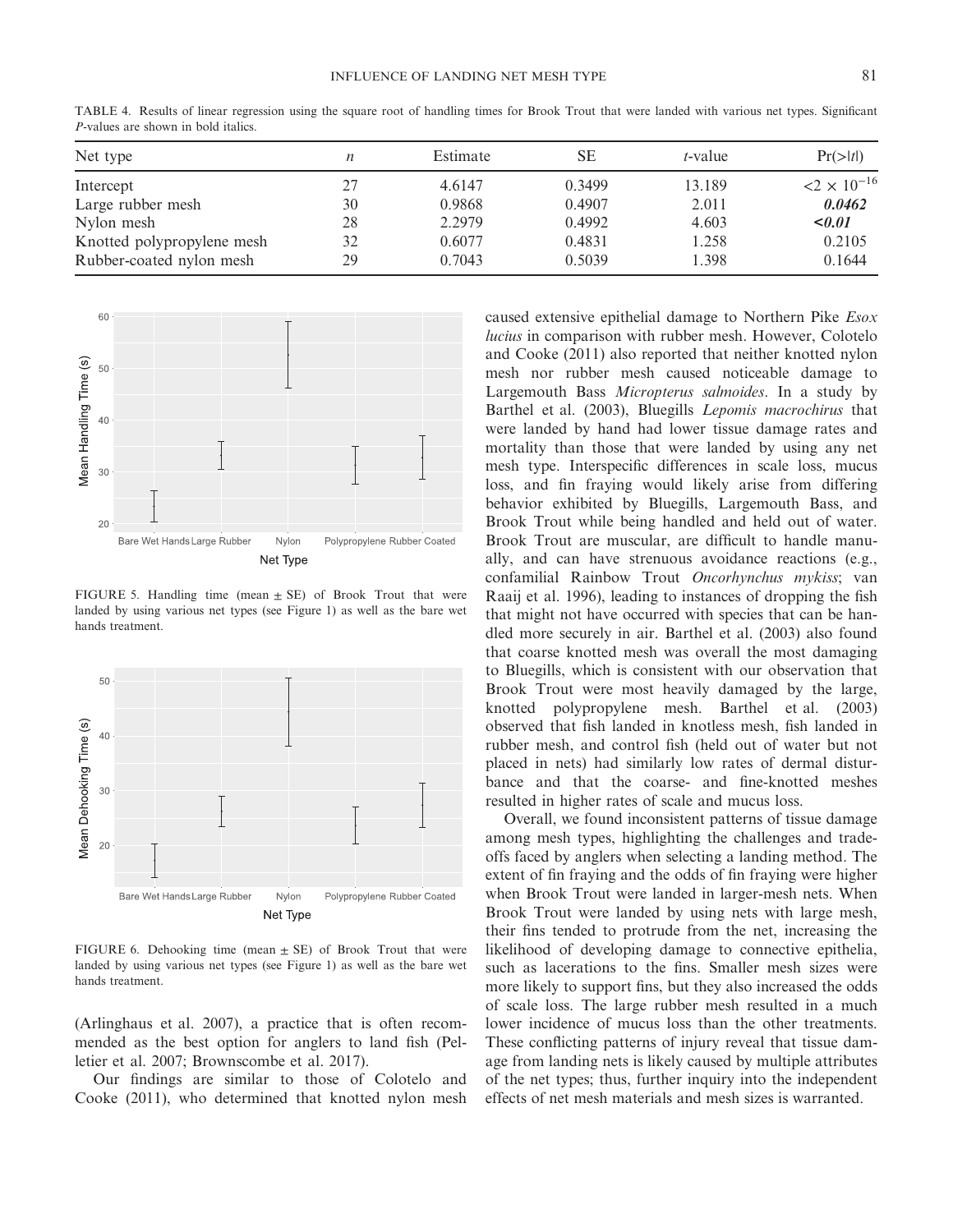TABLE 4. Results of linear regression using the square root of handling times for Brook Trout that were landed with various net types. Significant *P*-values are shown in bold italics.

| Net type | $n$ | Estimate | SE | $t$-value | $\Pr(>\|t\|)$ |
|---|---|---|---|---|---|
| Intercept | 27 | 4.6147 | 0.3499 | 13.189 | $<2 \times 10^{-16}$ |
| Large rubber mesh | 30 | 0.9868 | 0.4907 | 2.011 | ***0.0462*** |
| Nylon mesh | 28 | 2.2979 | 0.4992 | 4.603 | ***<0.01*** |
| Knotted polypropylene mesh | 32 | 0.6077 | 0.4831 | 1.258 | 0.2105 |
| Rubber-coated nylon mesh | 29 | 0.7043 | 0.5039 | 1.398 | 0.1644 |

Mean Handling Time (s)
60
50
40
30
20
Bare Wet Hands
Large Rubber
Nylon
Polypropylene
Rubber Coated
Net Type

FIGURE 5. Handling time (mean ± SE) of Brook Trout that were landed by using various net types (see Figure 1) as well as the bare wet hands treatment.

Mean Dehooking Time (s)
50
40
30
20
Bare Wet Hands
Large Rubber
Nylon
Polypropylene
Rubber Coated
Net Type

FIGURE 6. Dehooking time (mean ± SE) of Brook Trout that were landed by using various net types (see Figure 1) as well as the bare wet hands treatment.

(Arlinghaus et al. 2007), a practice that is often recommended as the best option for anglers to land fish (Pelletier et al. 2007; Brownscombe et al. 2017).

Our findings are similar to those of Colotelo and Cooke (2011), who determined that knotted nylon mesh caused extensive epithelial damage to Northern Pike *Esox lucius* in comparison with rubber mesh. However, Colotelo and Cooke (2011) also reported that neither knotted nylon mesh nor rubber mesh caused noticeable damage to Largemouth Bass *Micropterus salmoides*. In a study by Barthel et al. (2003), Bluegills *Lepomis macrochirus* that were landed by hand had lower tissue damage rates and mortality than those that were landed by using any net mesh type. Interspecific differences in scale loss, mucus loss, and fin fraying would likely arise from differing behavior exhibited by Bluegills, Largemouth Bass, and Brook Trout while being handled and held out of water. Brook Trout are muscular, are difficult to handle manually, and can have strenuous avoidance reactions (e.g., confamilial Rainbow Trout *Oncorhynchus mykiss*; van Raaij et al. 1996), leading to instances of dropping the fish that might not have occurred with species that can be handled more securely in air. Barthel et al. (2003) also found that coarse knotted mesh was overall the most damaging to Bluegills, which is consistent with our observation that Brook Trout were most heavily damaged by the large, knotted polypropylene mesh. Barthel et al. (2003) observed that fish landed in knotless mesh, fish landed in rubber mesh, and control fish (held out of water but not placed in nets) had similarly low rates of dermal disturbance and that the coarse- and fine-knotted meshes resulted in higher rates of scale and mucus loss.

Overall, we found inconsistent patterns of tissue damage among mesh types, highlighting the challenges and tradeoffs faced by anglers when selecting a landing method. The extent of fin fraying and the odds of fin fraying were higher when Brook Trout were landed in larger-mesh nets. When Brook Trout were landed by using nets with large mesh, their fins tended to protrude from the net, increasing the likelihood of developing damage to connective epithelia, such as lacerations to the fins. Smaller mesh sizes were more likely to support fins, but they also increased the odds of scale loss. The large rubber mesh resulted in a much lower incidence of mucus loss than the other treatments. These conflicting patterns of injury reveal that tissue damage from landing nets is likely caused by multiple attributes of the net types; thus, further inquiry into the independent effects of net mesh materials and mesh sizes is warranted.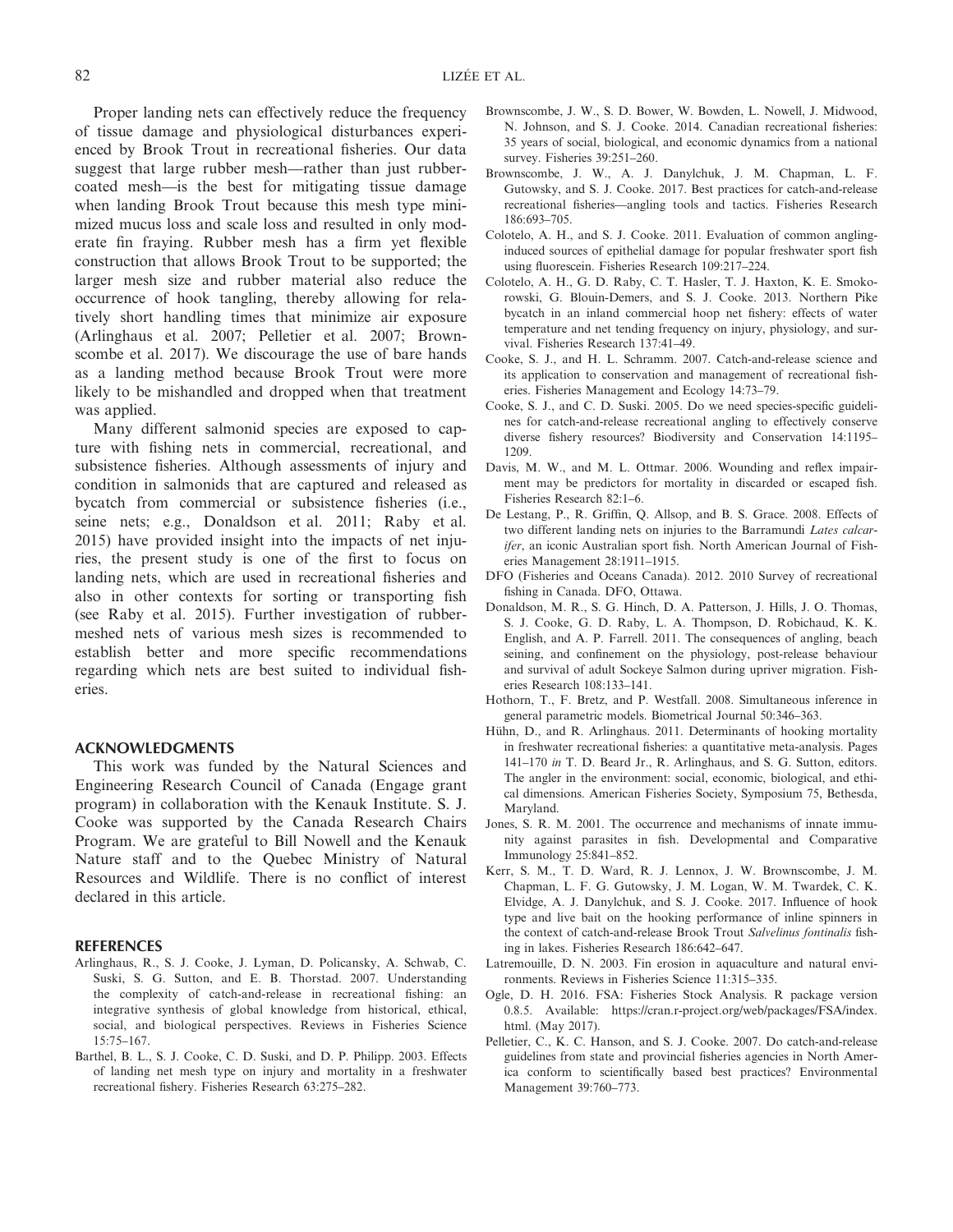Proper landing nets can effectively reduce the frequency of tissue damage and physiological disturbances experienced by Brook Trout in recreational fisheries. Our data suggest that large rubber mesh—rather than just rubber-coated mesh—is the best for mitigating tissue damage when landing Brook Trout because this mesh type minimized mucus loss and scale loss and resulted in only moderate fin fraying. Rubber mesh has a firm yet flexible construction that allows Brook Trout to be supported; the larger mesh size and rubber material also reduce the occurrence of hook tangling, thereby allowing for relatively short handling times that minimize air exposure (Arlinghaus et al. 2007; Pelletier et al. 2007; Brownscombe et al. 2017). We discourage the use of bare hands as a landing method because Brook Trout were more likely to be mishandled and dropped when that treatment was applied.

Many different salmonid species are exposed to capture with fishing nets in commercial, recreational, and subsistence fisheries. Although assessments of injury and condition in salmonids that are captured and released as bycatch from commercial or subsistence fisheries (i.e., seine nets; e.g., Donaldson et al. 2011; Raby et al. 2015) have provided insight into the impacts of net injuries, the present study is one of the first to focus on landing nets, which are used in recreational fisheries and also in other contexts for sorting or transporting fish (see Raby et al. 2015). Further investigation of rubber-meshed nets of various mesh sizes is recommended to establish better and more specific recommendations regarding which nets are best suited to individual fisheries.

## ACKNOWLEDGMENTS

This work was funded by the Natural Sciences and Engineering Research Council of Canada (Engage grant program) in collaboration with the Kenauk Institute. S. J. Cooke was supported by the Canada Research Chairs Program. We are grateful to Bill Nowell and the Kenauk Nature staff and to the Quebec Ministry of Natural Resources and Wildlife. There is no conflict of interest declared in this article.

## REFERENCES

Arlinghaus, R., S. J. Cooke, J. Lyman, D. Policansky, A. Schwab, C. Suski, S. G. Sutton, and E. B. Thorstad. 2007. Understanding the complexity of catch-and-release in recreational fishing: an integrative synthesis of global knowledge from historical, ethical, social, and biological perspectives. Reviews in Fisheries Science 15:75–167.

Barthel, B. L., S. J. Cooke, C. D. Suski, and D. P. Philipp. 2003. Effects of landing net mesh type on injury and mortality in a freshwater recreational fishery. Fisheries Research 63:275–282.

Brownscombe, J. W., S. D. Bower, W. Bowden, L. Nowell, J. Midwood, N. Johnson, and S. J. Cooke. 2014. Canadian recreational fisheries: 35 years of social, biological, and economic dynamics from a national survey. Fisheries 39:251–260.

Brownscombe, J. W., A. J. Danylchuk, J. M. Chapman, L. F. Gutowsky, and S. J. Cooke. 2017. Best practices for catch-and-release recreational fisheries—angling tools and tactics. Fisheries Research 186:693–705.

Colotelo, A. H., and S. J. Cooke. 2011. Evaluation of common angling-induced sources of epithelial damage for popular freshwater sport fish using fluorescein. Fisheries Research 109:217–224.

Colotelo, A. H., G. D. Raby, C. T. Hasler, T. J. Haxton, K. E. Smokorowski, G. Blouin-Demers, and S. J. Cooke. 2013. Northern Pike bycatch in an inland commercial hoop net fishery: effects of water temperature and net tending frequency on injury, physiology, and survival. Fisheries Research 137:41–49.

Cooke, S. J., and H. L. Schramm. 2007. Catch-and-release science and its application to conservation and management of recreational fisheries. Fisheries Management and Ecology 14:73–79.

Cooke, S. J., and C. D. Suski. 2005. Do we need species-specific guidelines for catch-and-release recreational angling to effectively conserve diverse fishery resources? Biodiversity and Conservation 14:1195–1209.

Davis, M. W., and M. L. Ottmar. 2006. Wounding and reflex impairment may be predictors for mortality in discarded or escaped fish. Fisheries Research 82:1–6.

De Lestang, P., R. Griffin, Q. Allsop, and B. S. Grace. 2008. Effects of two different landing nets on injuries to the Barramundi *Lates calcarifer*, an iconic Australian sport fish. North American Journal of Fisheries Management 28:1911–1915.

DFO (Fisheries and Oceans Canada). 2012. 2010 Survey of recreational fishing in Canada. DFO, Ottawa.

Donaldson, M. R., S. G. Hinch, D. A. Patterson, J. Hills, J. O. Thomas, S. J. Cooke, G. D. Raby, L. A. Thompson, D. Robichaud, K. K. English, and A. P. Farrell. 2011. The consequences of angling, beach seining, and confinement on the physiology, post-release behaviour and survival of adult Sockeye Salmon during upriver migration. Fisheries Research 108:133–141.

Hothorn, T., F. Bretz, and P. Westfall. 2008. Simultaneous inference in general parametric models. Biometrical Journal 50:346–363.

Hühn, D., and R. Arlinghaus. 2011. Determinants of hooking mortality in freshwater recreational fisheries: a quantitative meta-analysis. Pages 141–170 *in* T. D. Beard Jr., R. Arlinghaus, and S. G. Sutton, editors. The angler in the environment: social, economic, biological, and ethical dimensions. American Fisheries Society, Symposium 75, Bethesda, Maryland.

Jones, S. R. M. 2001. The occurrence and mechanisms of innate immunity against parasites in fish. Developmental and Comparative Immunology 25:841–852.

Kerr, S. M., T. D. Ward, R. J. Lennox, J. W. Brownscombe, J. M. Chapman, L. F. G. Gutowsky, J. M. Logan, W. M. Twardek, C. K. Elvidge, A. J. Danylchuk, and S. J. Cooke. 2017. Influence of hook type and live bait on the hooking performance of inline spinners in the context of catch-and-release Brook Trout *Salvelinus fontinalis* fishing in lakes. Fisheries Research 186:642–647.

Latremouille, D. N. 2003. Fin erosion in aquaculture and natural environments. Reviews in Fisheries Science 11:315–335.

Ogle, D. H. 2016. FSA: Fisheries Stock Analysis. R package version 0.8.5. Available: https://cran.r-project.org/web/packages/FSA/index.html. (May 2017).

Pelletier, C., K. C. Hanson, and S. J. Cooke. 2007. Do catch-and-release guidelines from state and provincial fisheries agencies in North America conform to scientifically based best practices? Environmental Management 39:760–773.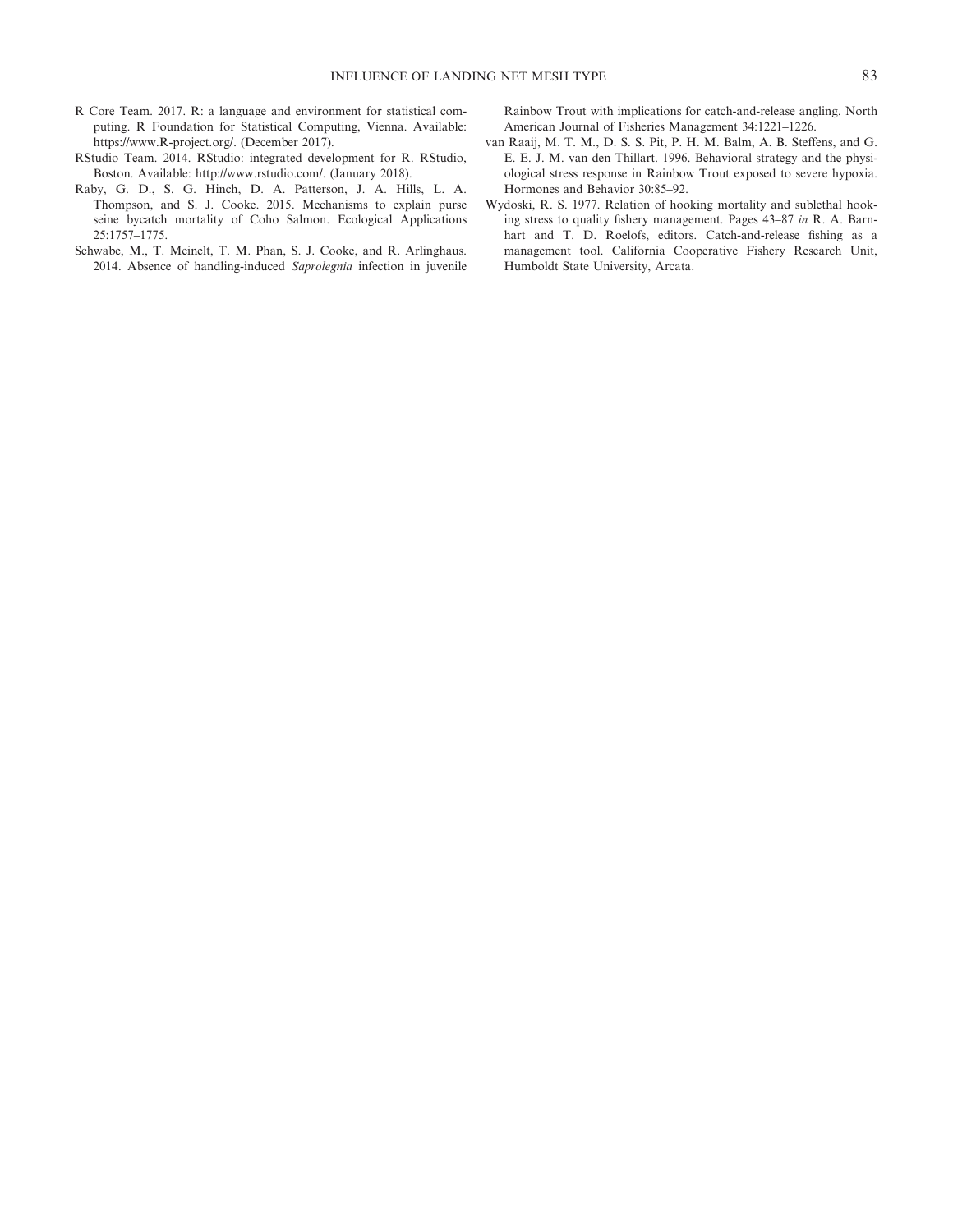R Core Team. 2017. R: a language and environment for statistical computing. R Foundation for Statistical Computing, Vienna. Available: https://www.R-project.org/. (December 2017).

RStudio Team. 2014. RStudio: integrated development for R. RStudio, Boston. Available: http://www.rstudio.com/. (January 2018).

Raby, G. D., S. G. Hinch, D. A. Patterson, J. A. Hills, L. A. Thompson, and S. J. Cooke. 2015. Mechanisms to explain purse seine bycatch mortality of Coho Salmon. Ecological Applications 25:1757–1775.

Schwabe, M., T. Meinelt, T. M. Phan, S. J. Cooke, and R. Arlinghaus. 2014. Absence of handling-induced *Saprolegnia* infection in juvenile Rainbow Trout with implications for catch-and-release angling. North American Journal of Fisheries Management 34:1221–1226.

van Raaij, M. T. M., D. S. S. Pit, P. H. M. Balm, A. B. Steffens, and G. E. E. J. M. van den Thillart. 1996. Behavioral strategy and the physiological stress response in Rainbow Trout exposed to severe hypoxia. Hormones and Behavior 30:85–92.

Wydoski, R. S. 1977. Relation of hooking mortality and sublethal hooking stress to quality fishery management. Pages 43–87 *in* R. A. Barnhart and T. D. Roelofs, editors. Catch-and-release fishing as a management tool. California Cooperative Fishery Research Unit, Humboldt State University, Arcata.